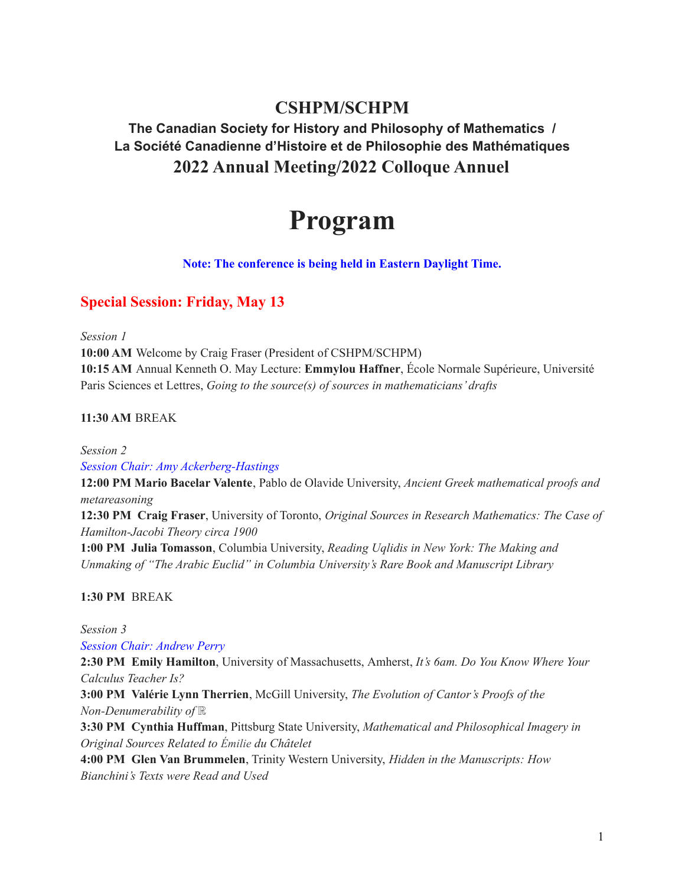# CSHPM/SCHPM

### The Canadian Society for History and Philosophy of Mathematics / La Société Canadienne d'Histoire et de Philosophie des Mathématiques

## 2022 Annual Meeting/2022 Colloque Annuel

# Program

**Note: The conference is being held in Eastern Daylight Time.**

## Special Session: Friday, May 13

*Session 1*

**10:00 AM** Welcome by Craig Fraser (President of CSHPM/SCHPM)
**10:15 AM** Annual Kenneth O. May Lecture: **Emmylou Haffner**, École Normale Supérieure, Université Paris Sciences et Lettres, *Going to the source(s) of sources in mathematicians' drafts*

**11:30 AM** BREAK

*Session 2*
*Session Chair: Amy Ackerberg-Hastings*
**12:00 PM Mario Bacelar Valente**, Pablo de Olavide University, *Ancient Greek mathematical proofs and metareasoning*
**12:30 PM Craig Fraser**, University of Toronto, *Original Sources in Research Mathematics: The Case of Hamilton-Jacobi Theory circa 1900*
**1:00 PM Julia Tomasson**, Columbia University, *Reading Uqlidis in New York: The Making and Unmaking of "The Arabic Euclid" in Columbia University's Rare Book and Manuscript Library*

**1:30 PM** BREAK

*Session 3*
*Session Chair: Andrew Perry*
**2:30 PM Emily Hamilton**, University of Massachusetts, Amherst, *It's 6am. Do You Know Where Your Calculus Teacher Is?*
**3:00 PM Valérie Lynn Therrien**, McGill University, *The Evolution of Cantor's Proofs of the Non-Denumerability of* $\mathbb{R}$
**3:30 PM Cynthia Huffman**, Pittsburg State University, *Mathematical and Philosophical Imagery in Original Sources Related to Émilie du Châtelet*
**4:00 PM Glen Van Brummelen**, Trinity Western University, *Hidden in the Manuscripts: How Bianchini's Texts were Read and Used*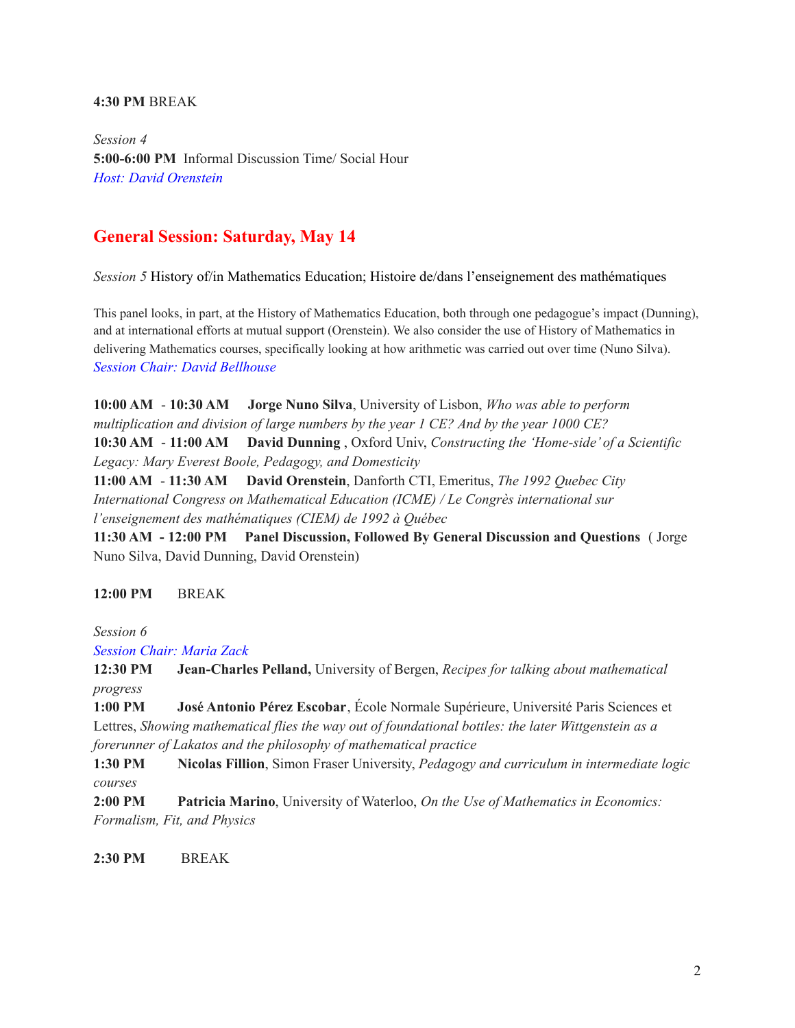**4:30 PM** BREAK

*Session 4*
**5:00-6:00 PM** Informal Discussion Time/ Social Hour
*Host: David Orenstein*

## General Session: Saturday, May 14

*Session 5* History of/in Mathematics Education; Histoire de/dans l'enseignement des mathématiques

This panel looks, in part, at the History of Mathematics Education, both through one pedagogue's impact (Dunning), and at international efforts at mutual support (Orenstein). We also consider the use of History of Mathematics in delivering Mathematics courses, specifically looking at how arithmetic was carried out over time (Nuno Silva).
*Session Chair: David Bellhouse*

**10:00 AM - 10:30 AM** **Jorge Nuno Silva**, University of Lisbon, *Who was able to perform multiplication and division of large numbers by the year 1 CE? And by the year 1000 CE?*
**10:30 AM - 11:00 AM** **David Dunning** , Oxford Univ, *Constructing the 'Home-side' of a Scientific Legacy: Mary Everest Boole, Pedagogy, and Domesticity*
**11:00 AM - 11:30 AM** **David Orenstein**, Danforth CTI, Emeritus, *The 1992 Quebec City International Congress on Mathematical Education (ICME) / Le Congrès international sur l'enseignement des mathématiques (CIEM) de 1992 à Québec*
**11:30 AM - 12:00 PM** **Panel Discussion, Followed By General Discussion and Questions** ( Jorge Nuno Silva, David Dunning, David Orenstein)

**12:00 PM** BREAK

*Session 6*
*Session Chair: Maria Zack*
**12:30 PM** **Jean-Charles Pelland,** University of Bergen, *Recipes for talking about mathematical progress*
**1:00 PM** **José Antonio Pérez Escobar**, École Normale Supérieure, Université Paris Sciences et Lettres, *Showing mathematical flies the way out of foundational bottles: the later Wittgenstein as a forerunner of Lakatos and the philosophy of mathematical practice*
**1:30 PM** **Nicolas Fillion**, Simon Fraser University, *Pedagogy and curriculum in intermediate logic courses*
**2:00 PM** **Patricia Marino**, University of Waterloo, *On the Use of Mathematics in Economics: Formalism, Fit, and Physics*

**2:30 PM** BREAK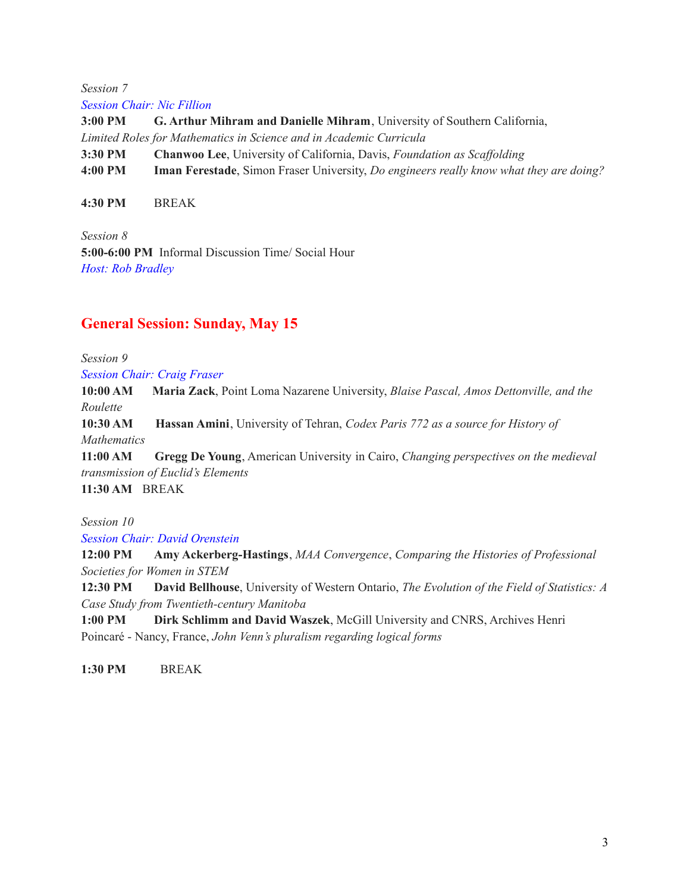*Session 7*
*Session Chair: Nic Fillion*
**3:00 PM** **G. Arthur Mihram and Danielle Mihram**, University of Southern California, *Limited Roles for Mathematics in Science and in Academic Curricula*
**3:30 PM** **Chanwoo Lee**, University of California, Davis, *Foundation as Scaffolding*
**4:00 PM** **Iman Ferestade**, Simon Fraser University, *Do engineers really know what they are doing?*

**4:30 PM** BREAK

*Session 8*
**5:00-6:00 PM** Informal Discussion Time/ Social Hour
*Host: Rob Bradley*

## General Session: Sunday, May 15

*Session 9*
*Session Chair: Craig Fraser*
**10:00 AM** **Maria Zack**, Point Loma Nazarene University, *Blaise Pascal, Amos Dettonville, and the Roulette*
**10:30 AM** **Hassan Amini**, University of Tehran, *Codex Paris 772 as a source for History of Mathematics*
**11:00 AM** **Gregg De Young**, American University in Cairo, *Changing perspectives on the medieval transmission of Euclid's Elements*
**11:30 AM** BREAK

*Session 10*
*Session Chair: David Orenstein*
**12:00 PM** **Amy Ackerberg-Hastings**, *MAA Convergence*, *Comparing the Histories of Professional Societies for Women in STEM*
**12:30 PM** **David Bellhouse**, University of Western Ontario, *The Evolution of the Field of Statistics: A Case Study from Twentieth-century Manitoba*
**1:00 PM** **Dirk Schlimm and David Waszek**, McGill University and CNRS, Archives Henri Poincaré - Nancy, France, *John Venn's pluralism regarding logical forms*

**1:30 PM** BREAK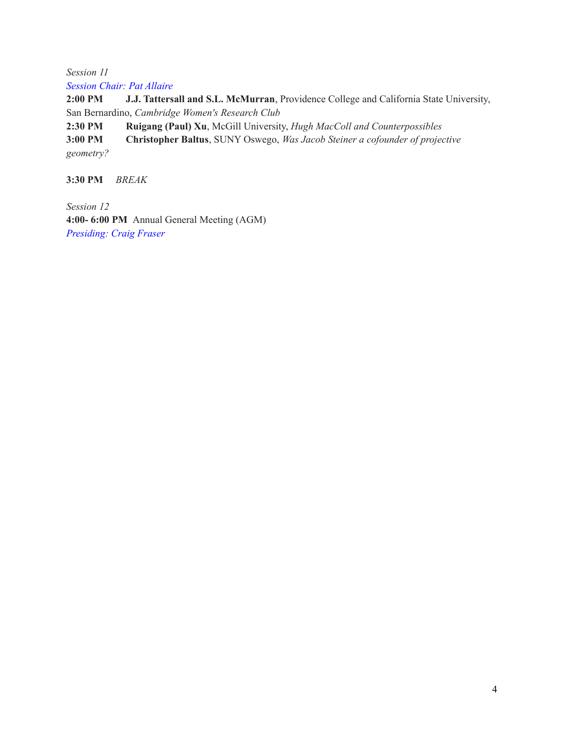*Session 11*

*Session Chair: Pat Allaire*

**2:00 PM** **J.J. Tattersall and S.L. McMurran**, Providence College and California State University, San Bernardino, *Cambridge Women's Research Club*

**2:30 PM** **Ruigang (Paul) Xu**, McGill University, *Hugh MacColl and Counterpossibles*

**3:00 PM** **Christopher Baltus**, SUNY Oswego, *Was Jacob Steiner a cofounder of projective geometry?*

**3:30 PM** *BREAK*

*Session 12*

**4:00- 6:00 PM** Annual General Meeting (AGM)

*Presiding: Craig Fraser*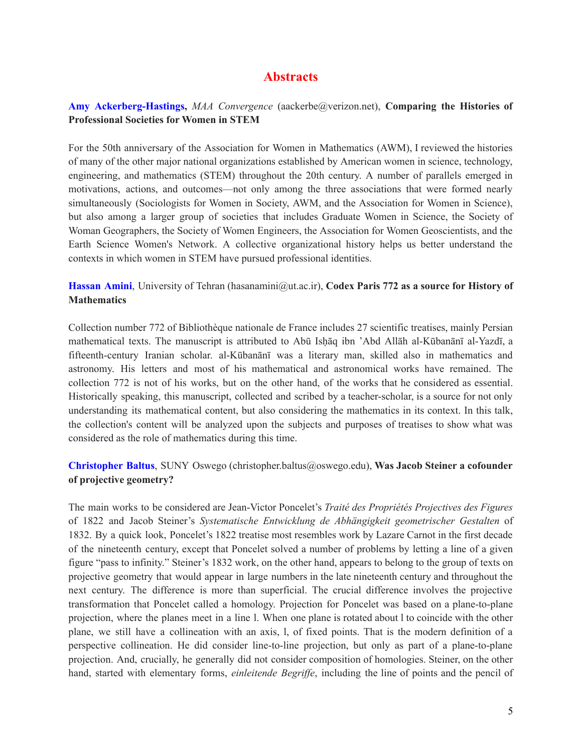# Abstracts

**Amy Ackerberg-Hastings,** *MAA Convergence* (aackerbe@verizon.net), **Comparing the Histories of Professional Societies for Women in STEM**

For the 50th anniversary of the Association for Women in Mathematics (AWM), I reviewed the histories of many of the other major national organizations established by American women in science, technology, engineering, and mathematics (STEM) throughout the 20th century. A number of parallels emerged in motivations, actions, and outcomes—not only among the three associations that were formed nearly simultaneously (Sociologists for Women in Society, AWM, and the Association for Women in Science), but also among a larger group of societies that includes Graduate Women in Science, the Society of Woman Geographers, the Society of Women Engineers, the Association for Women Geoscientists, and the Earth Science Women's Network. A collective organizational history helps us better understand the contexts in which women in STEM have pursued professional identities.

**Hassan Amini**, University of Tehran (hasanamini@ut.ac.ir), **Codex Paris 772 as a source for History of Mathematics**

Collection number 772 of Bibliothèque nationale de France includes 27 scientific treatises, mainly Persian mathematical texts. The manuscript is attributed to Abū Isḥāq ibn ’Abd Allāh al-Kūbanānī al-Yazdī, a fifteenth-century Iranian scholar. al-Kūbanānī was a literary man, skilled also in mathematics and astronomy. His letters and most of his mathematical and astronomical works have remained. The collection 772 is not of his works, but on the other hand, of the works that he considered as essential. Historically speaking, this manuscript, collected and scribed by a teacher-scholar, is a source for not only understanding its mathematical content, but also considering the mathematics in its context. In this talk, the collection's content will be analyzed upon the subjects and purposes of treatises to show what was considered as the role of mathematics during this time.

**Christopher Baltus**, SUNY Oswego (christopher.baltus@oswego.edu), **Was Jacob Steiner a cofounder of projective geometry?**

The main works to be considered are Jean-Victor Poncelet’s *Traité des Propriétés Projectives des Figures* of 1822 and Jacob Steiner’s *Systematische Entwicklung de Abhängigkeit geometrischer Gestalten* of 1832. By a quick look, Poncelet’s 1822 treatise most resembles work by Lazare Carnot in the first decade of the nineteenth century, except that Poncelet solved a number of problems by letting a line of a given figure “pass to infinity.” Steiner’s 1832 work, on the other hand, appears to belong to the group of texts on projective geometry that would appear in large numbers in the late nineteenth century and throughout the next century. The difference is more than superficial. The crucial difference involves the projective transformation that Poncelet called a homology. Projection for Poncelet was based on a plane-to-plane projection, where the planes meet in a line l. When one plane is rotated about l to coincide with the other plane, we still have a collineation with an axis, l, of fixed points. That is the modern definition of a perspective collineation. He did consider line-to-line projection, but only as part of a plane-to-plane projection. And, crucially, he generally did not consider composition of homologies. Steiner, on the other hand, started with elementary forms, *einleitende Begriffe*, including the line of points and the pencil of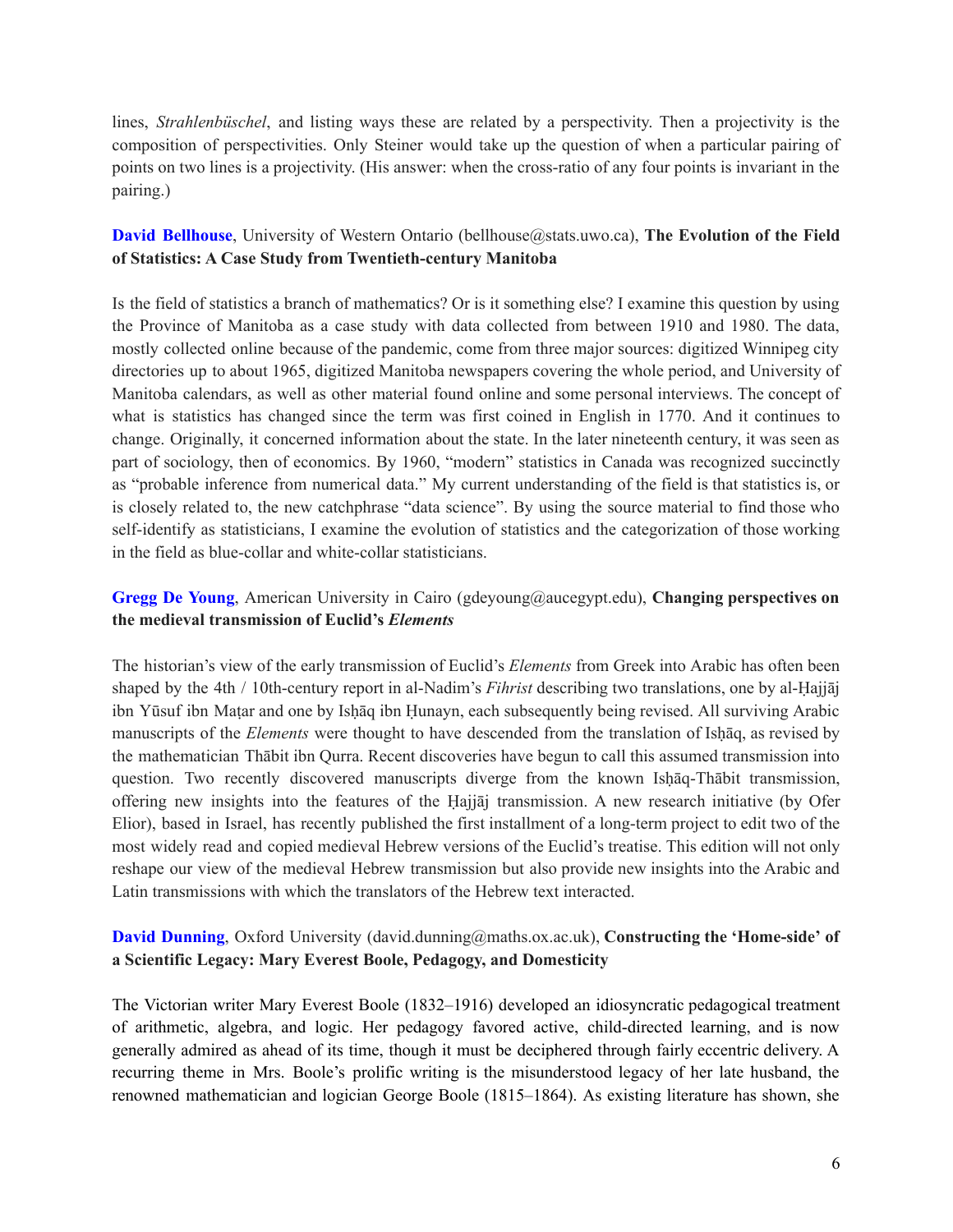lines, *Strahlenbüschel*, and listing ways these are related by a perspectivity. Then a projectivity is the composition of perspectivities. Only Steiner would take up the question of when a particular pairing of points on two lines is a projectivity. (His answer: when the cross-ratio of any four points is invariant in the pairing.)

**David Bellhouse**, University of Western Ontario (bellhouse@stats.uwo.ca), **The Evolution of the Field of Statistics: A Case Study from Twentieth-century Manitoba**

Is the field of statistics a branch of mathematics? Or is it something else? I examine this question by using the Province of Manitoba as a case study with data collected from between 1910 and 1980. The data, mostly collected online because of the pandemic, come from three major sources: digitized Winnipeg city directories up to about 1965, digitized Manitoba newspapers covering the whole period, and University of Manitoba calendars, as well as other material found online and some personal interviews. The concept of what is statistics has changed since the term was first coined in English in 1770. And it continues to change. Originally, it concerned information about the state. In the later nineteenth century, it was seen as part of sociology, then of economics. By 1960, "modern" statistics in Canada was recognized succinctly as "probable inference from numerical data." My current understanding of the field is that statistics is, or is closely related to, the new catchphrase "data science". By using the source material to find those who self-identify as statisticians, I examine the evolution of statistics and the categorization of those working in the field as blue-collar and white-collar statisticians.

**Gregg De Young**, American University in Cairo (gdeyoung@aucegypt.edu), **Changing perspectives on the medieval transmission of Euclid's *Elements***

The historian's view of the early transmission of Euclid's *Elements* from Greek into Arabic has often been shaped by the 4th / 10th-century report in al-Nadim's *Fihrist* describing two translations, one by al-Ḥajjāj ibn Yūsuf ibn Maṭar and one by Isḥāq ibn Ḥunayn, each subsequently being revised. All surviving Arabic manuscripts of the *Elements* were thought to have descended from the translation of Isḥāq, as revised by the mathematician Thābit ibn Qurra. Recent discoveries have begun to call this assumed transmission into question. Two recently discovered manuscripts diverge from the known Isḥāq-Thābit transmission, offering new insights into the features of the Ḥajjāj transmission. A new research initiative (by Ofer Elior), based in Israel, has recently published the first installment of a long-term project to edit two of the most widely read and copied medieval Hebrew versions of the Euclid's treatise. This edition will not only reshape our view of the medieval Hebrew transmission but also provide new insights into the Arabic and Latin transmissions with which the translators of the Hebrew text interacted.

**David Dunning**, Oxford University (david.dunning@maths.ox.ac.uk), **Constructing the 'Home-side' of a Scientific Legacy: Mary Everest Boole, Pedagogy, and Domesticity**

The Victorian writer Mary Everest Boole (1832–1916) developed an idiosyncratic pedagogical treatment of arithmetic, algebra, and logic. Her pedagogy favored active, child-directed learning, and is now generally admired as ahead of its time, though it must be deciphered through fairly eccentric delivery. A recurring theme in Mrs. Boole's prolific writing is the misunderstood legacy of her late husband, the renowned mathematician and logician George Boole (1815–1864). As existing literature has shown, she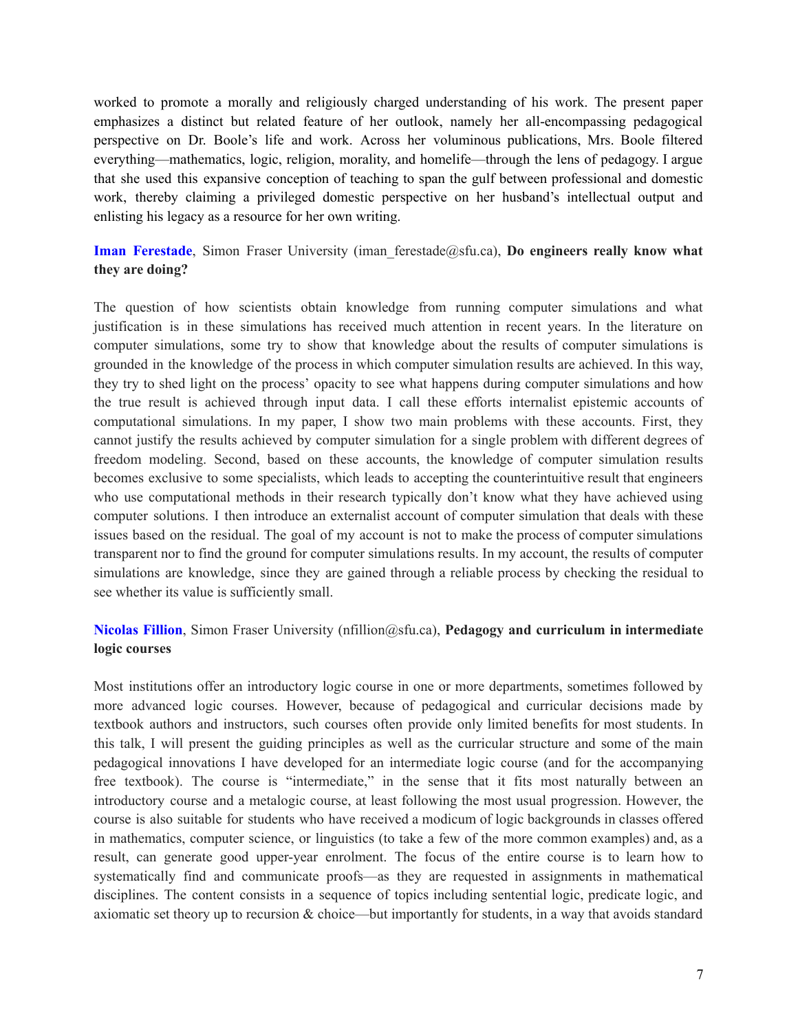worked to promote a morally and religiously charged understanding of his work. The present paper emphasizes a distinct but related feature of her outlook, namely her all-encompassing pedagogical perspective on Dr. Boole's life and work. Across her voluminous publications, Mrs. Boole filtered everything—mathematics, logic, religion, morality, and homelife—through the lens of pedagogy. I argue that she used this expansive conception of teaching to span the gulf between professional and domestic work, thereby claiming a privileged domestic perspective on her husband's intellectual output and enlisting his legacy as a resource for her own writing.

**Iman Ferestade**, Simon Fraser University (iman_ferestade@sfu.ca), **Do engineers really know what they are doing?**

The question of how scientists obtain knowledge from running computer simulations and what justification is in these simulations has received much attention in recent years. In the literature on computer simulations, some try to show that knowledge about the results of computer simulations is grounded in the knowledge of the process in which computer simulation results are achieved. In this way, they try to shed light on the process' opacity to see what happens during computer simulations and how the true result is achieved through input data. I call these efforts internalist epistemic accounts of computational simulations. In my paper, I show two main problems with these accounts. First, they cannot justify the results achieved by computer simulation for a single problem with different degrees of freedom modeling. Second, based on these accounts, the knowledge of computer simulation results becomes exclusive to some specialists, which leads to accepting the counterintuitive result that engineers who use computational methods in their research typically don't know what they have achieved using computer solutions. I then introduce an externalist account of computer simulation that deals with these issues based on the residual. The goal of my account is not to make the process of computer simulations transparent nor to find the ground for computer simulations results. In my account, the results of computer simulations are knowledge, since they are gained through a reliable process by checking the residual to see whether its value is sufficiently small.

**Nicolas Fillion**, Simon Fraser University (nfillion@sfu.ca), **Pedagogy and curriculum in intermediate logic courses**

Most institutions offer an introductory logic course in one or more departments, sometimes followed by more advanced logic courses. However, because of pedagogical and curricular decisions made by textbook authors and instructors, such courses often provide only limited benefits for most students. In this talk, I will present the guiding principles as well as the curricular structure and some of the main pedagogical innovations I have developed for an intermediate logic course (and for the accompanying free textbook). The course is "intermediate," in the sense that it fits most naturally between an introductory course and a metalogic course, at least following the most usual progression. However, the course is also suitable for students who have received a modicum of logic backgrounds in classes offered in mathematics, computer science, or linguistics (to take a few of the more common examples) and, as a result, can generate good upper-year enrolment. The focus of the entire course is to learn how to systematically find and communicate proofs—as they are requested in assignments in mathematical disciplines. The content consists in a sequence of topics including sentential logic, predicate logic, and axiomatic set theory up to recursion & choice—but importantly for students, in a way that avoids standard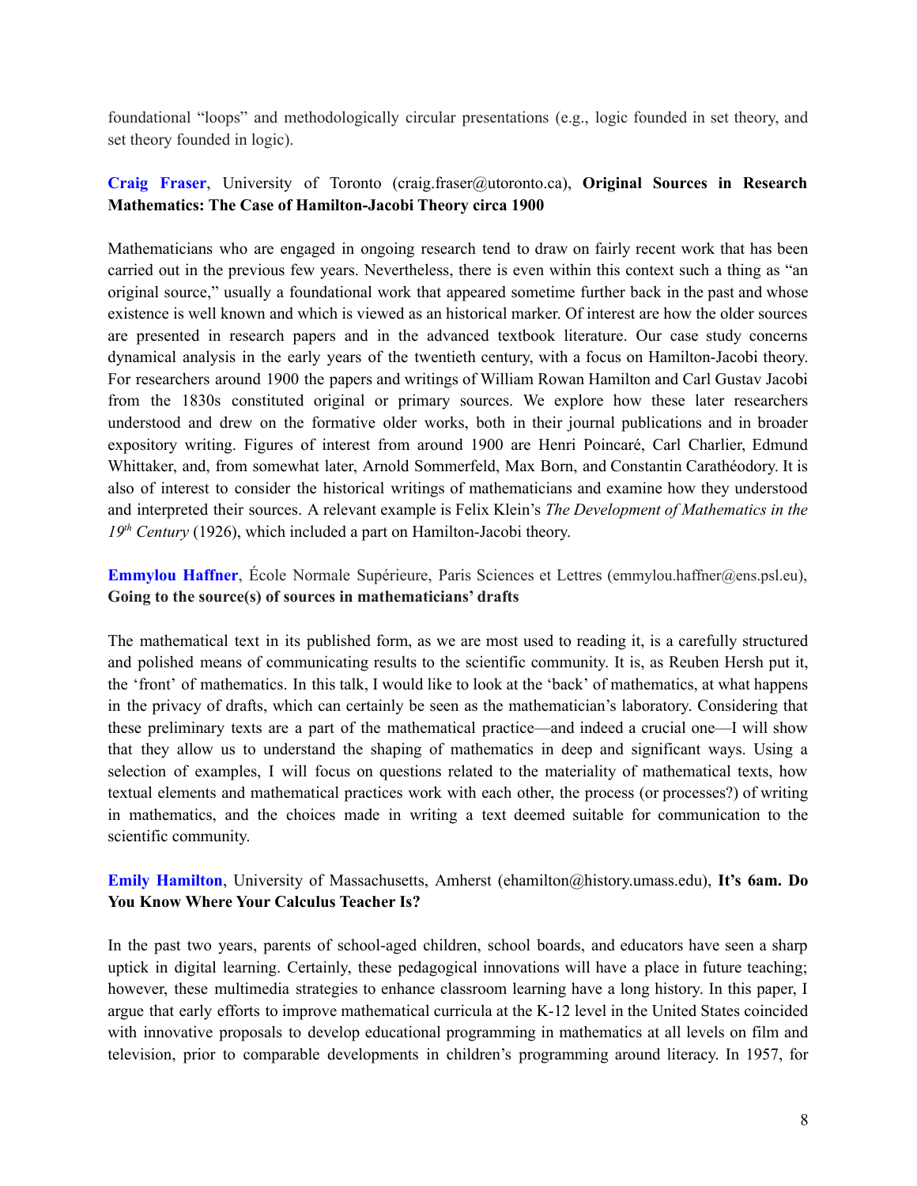foundational "loops" and methodologically circular presentations (e.g., logic founded in set theory, and set theory founded in logic).

**Craig Fraser**, University of Toronto (craig.fraser@utoronto.ca), **Original Sources in Research Mathematics: The Case of Hamilton-Jacobi Theory circa 1900**

Mathematicians who are engaged in ongoing research tend to draw on fairly recent work that has been carried out in the previous few years. Nevertheless, there is even within this context such a thing as "an original source," usually a foundational work that appeared sometime further back in the past and whose existence is well known and which is viewed as an historical marker. Of interest are how the older sources are presented in research papers and in the advanced textbook literature. Our case study concerns dynamical analysis in the early years of the twentieth century, with a focus on Hamilton-Jacobi theory. For researchers around 1900 the papers and writings of William Rowan Hamilton and Carl Gustav Jacobi from the 1830s constituted original or primary sources. We explore how these later researchers understood and drew on the formative older works, both in their journal publications and in broader expository writing. Figures of interest from around 1900 are Henri Poincaré, Carl Charlier, Edmund Whittaker, and, from somewhat later, Arnold Sommerfeld, Max Born, and Constantin Carathéodory. It is also of interest to consider the historical writings of mathematicians and examine how they understood and interpreted their sources. A relevant example is Felix Klein's *The Development of Mathematics in the 19th Century* (1926), which included a part on Hamilton-Jacobi theory.

**Emmylou Haffner**, École Normale Supérieure, Paris Sciences et Lettres (emmylou.haffner@ens.psl.eu), **Going to the source(s) of sources in mathematicians' drafts**

The mathematical text in its published form, as we are most used to reading it, is a carefully structured and polished means of communicating results to the scientific community. It is, as Reuben Hersh put it, the 'front' of mathematics. In this talk, I would like to look at the 'back' of mathematics, at what happens in the privacy of drafts, which can certainly be seen as the mathematician's laboratory. Considering that these preliminary texts are a part of the mathematical practice—and indeed a crucial one—I will show that they allow us to understand the shaping of mathematics in deep and significant ways. Using a selection of examples, I will focus on questions related to the materiality of mathematical texts, how textual elements and mathematical practices work with each other, the process (or processes?) of writing in mathematics, and the choices made in writing a text deemed suitable for communication to the scientific community.

**Emily Hamilton**, University of Massachusetts, Amherst (ehamilton@history.umass.edu), **It's 6am. Do You Know Where Your Calculus Teacher Is?**

In the past two years, parents of school-aged children, school boards, and educators have seen a sharp uptick in digital learning. Certainly, these pedagogical innovations will have a place in future teaching; however, these multimedia strategies to enhance classroom learning have a long history. In this paper, I argue that early efforts to improve mathematical curricula at the K-12 level in the United States coincided with innovative proposals to develop educational programming in mathematics at all levels on film and television, prior to comparable developments in children's programming around literacy. In 1957, for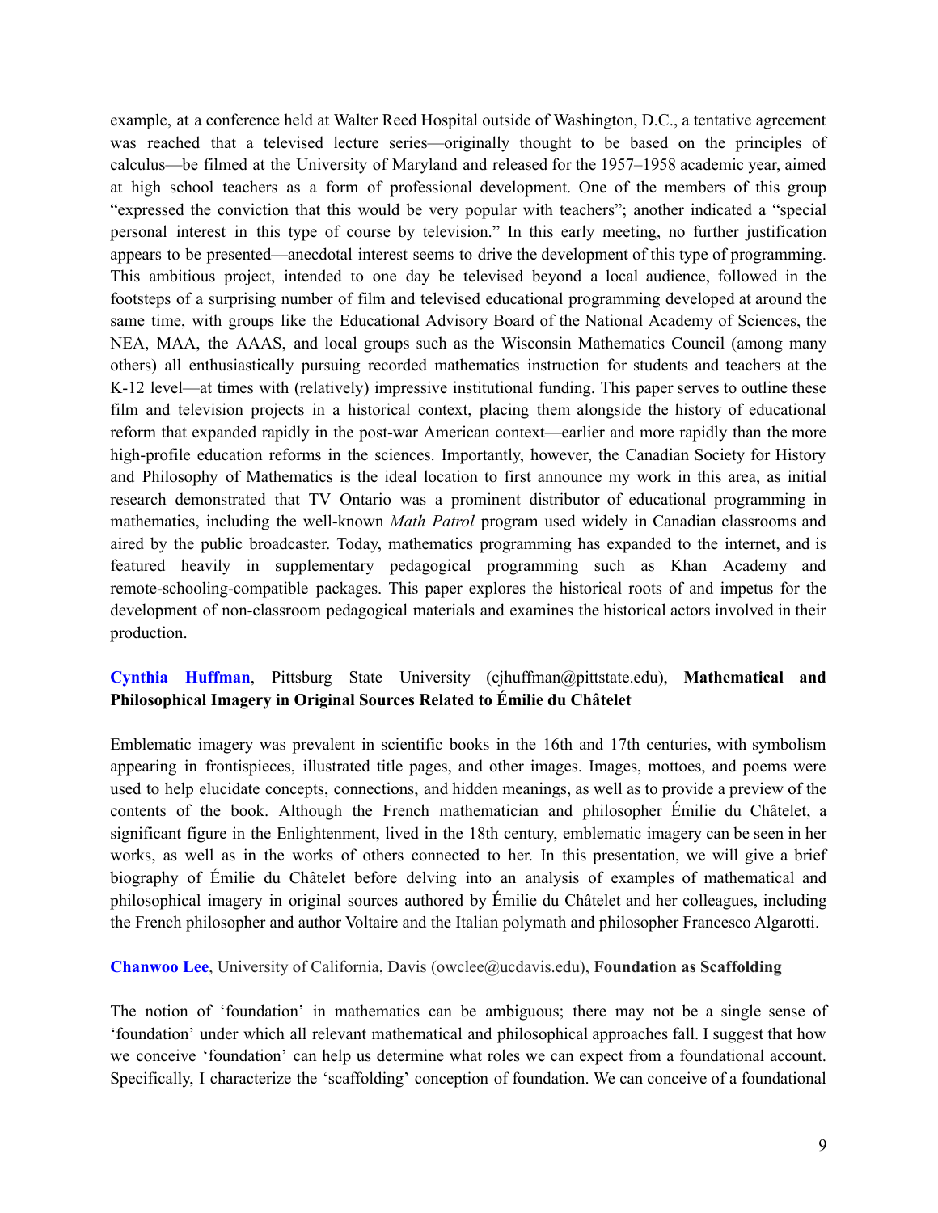example, at a conference held at Walter Reed Hospital outside of Washington, D.C., a tentative agreement was reached that a televised lecture series—originally thought to be based on the principles of calculus—be filmed at the University of Maryland and released for the 1957–1958 academic year, aimed at high school teachers as a form of professional development. One of the members of this group "expressed the conviction that this would be very popular with teachers"; another indicated a "special personal interest in this type of course by television." In this early meeting, no further justification appears to be presented—anecdotal interest seems to drive the development of this type of programming. This ambitious project, intended to one day be televised beyond a local audience, followed in the footsteps of a surprising number of film and televised educational programming developed at around the same time, with groups like the Educational Advisory Board of the National Academy of Sciences, the NEA, MAA, the AAAS, and local groups such as the Wisconsin Mathematics Council (among many others) all enthusiastically pursuing recorded mathematics instruction for students and teachers at the K-12 level—at times with (relatively) impressive institutional funding. This paper serves to outline these film and television projects in a historical context, placing them alongside the history of educational reform that expanded rapidly in the post-war American context—earlier and more rapidly than the more high-profile education reforms in the sciences. Importantly, however, the Canadian Society for History and Philosophy of Mathematics is the ideal location to first announce my work in this area, as initial research demonstrated that TV Ontario was a prominent distributor of educational programming in mathematics, including the well-known *Math Patrol* program used widely in Canadian classrooms and aired by the public broadcaster. Today, mathematics programming has expanded to the internet, and is featured heavily in supplementary pedagogical programming such as Khan Academy and remote-schooling-compatible packages. This paper explores the historical roots of and impetus for the development of non-classroom pedagogical materials and examines the historical actors involved in their production.

**Cynthia Huffman**, Pittsburg State University (cjhuffman@pittstate.edu), **Mathematical and Philosophical Imagery in Original Sources Related to Émilie du Châtelet**

Emblematic imagery was prevalent in scientific books in the 16th and 17th centuries, with symbolism appearing in frontispieces, illustrated title pages, and other images. Images, mottoes, and poems were used to help elucidate concepts, connections, and hidden meanings, as well as to provide a preview of the contents of the book. Although the French mathematician and philosopher Émilie du Châtelet, a significant figure in the Enlightenment, lived in the 18th century, emblematic imagery can be seen in her works, as well as in the works of others connected to her. In this presentation, we will give a brief biography of Émilie du Châtelet before delving into an analysis of examples of mathematical and philosophical imagery in original sources authored by Émilie du Châtelet and her colleagues, including the French philosopher and author Voltaire and the Italian polymath and philosopher Francesco Algarotti.

**Chanwoo Lee**, University of California, Davis (owclee@ucdavis.edu), **Foundation as Scaffolding**

The notion of 'foundation' in mathematics can be ambiguous; there may not be a single sense of 'foundation' under which all relevant mathematical and philosophical approaches fall. I suggest that how we conceive 'foundation' can help us determine what roles we can expect from a foundational account. Specifically, I characterize the 'scaffolding' conception of foundation. We can conceive of a foundational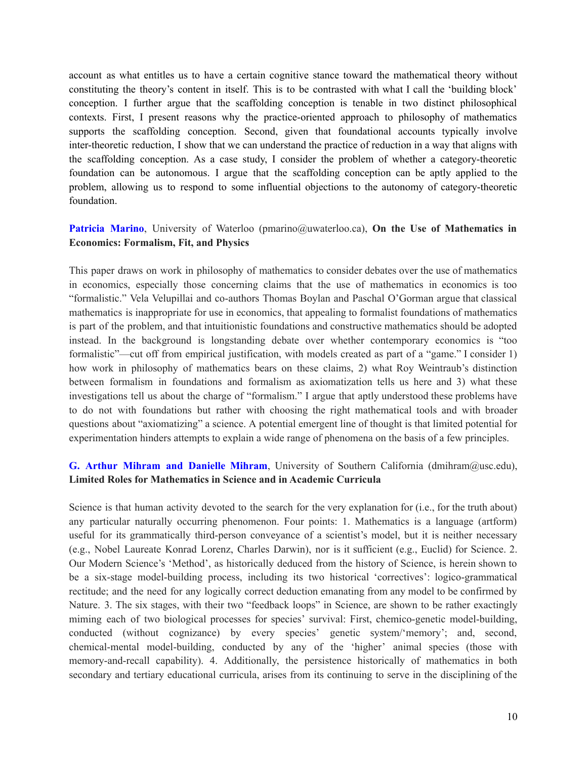account as what entitles us to have a certain cognitive stance toward the mathematical theory without constituting the theory's content in itself. This is to be contrasted with what I call the 'building block' conception. I further argue that the scaffolding conception is tenable in two distinct philosophical contexts. First, I present reasons why the practice-oriented approach to philosophy of mathematics supports the scaffolding conception. Second, given that foundational accounts typically involve inter-theoretic reduction, I show that we can understand the practice of reduction in a way that aligns with the scaffolding conception. As a case study, I consider the problem of whether a category-theoretic foundation can be autonomous. I argue that the scaffolding conception can be aptly applied to the problem, allowing us to respond to some influential objections to the autonomy of category-theoretic foundation.

**Patricia Marino**, University of Waterloo (pmarino@uwaterloo.ca), **On the Use of Mathematics in Economics: Formalism, Fit, and Physics**

This paper draws on work in philosophy of mathematics to consider debates over the use of mathematics in economics, especially those concerning claims that the use of mathematics in economics is too "formalistic." Vela Velupillai and co-authors Thomas Boylan and Paschal O'Gorman argue that classical mathematics is inappropriate for use in economics, that appealing to formalist foundations of mathematics is part of the problem, and that intuitionistic foundations and constructive mathematics should be adopted instead. In the background is longstanding debate over whether contemporary economics is "too formalistic"—cut off from empirical justification, with models created as part of a "game." I consider 1) how work in philosophy of mathematics bears on these claims, 2) what Roy Weintraub's distinction between formalism in foundations and formalism as axiomatization tells us here and 3) what these investigations tell us about the charge of "formalism." I argue that aptly understood these problems have to do not with foundations but rather with choosing the right mathematical tools and with broader questions about "axiomatizing" a science. A potential emergent line of thought is that limited potential for experimentation hinders attempts to explain a wide range of phenomena on the basis of a few principles.

**G. Arthur Mihram and Danielle Mihram**, University of Southern California (dmihram@usc.edu), **Limited Roles for Mathematics in Science and in Academic Curricula**

Science is that human activity devoted to the search for the very explanation for (i.e., for the truth about) any particular naturally occurring phenomenon. Four points: 1. Mathematics is a language (artform) useful for its grammatically third-person conveyance of a scientist's model, but it is neither necessary (e.g., Nobel Laureate Konrad Lorenz, Charles Darwin), nor is it sufficient (e.g., Euclid) for Science. 2. Our Modern Science's 'Method', as historically deduced from the history of Science, is herein shown to be a six-stage model-building process, including its two historical 'correctives': logico-grammatical rectitude; and the need for any logically correct deduction emanating from any model to be confirmed by Nature. 3. The six stages, with their two "feedback loops" in Science, are shown to be rather exactingly miming each of two biological processes for species' survival: First, chemico-genetic model-building, conducted (without cognizance) by every species' genetic system/'memory'; and, second, chemical-mental model-building, conducted by any of the 'higher' animal species (those with memory-and-recall capability). 4. Additionally, the persistence historically of mathematics in both secondary and tertiary educational curricula, arises from its continuing to serve in the disciplining of the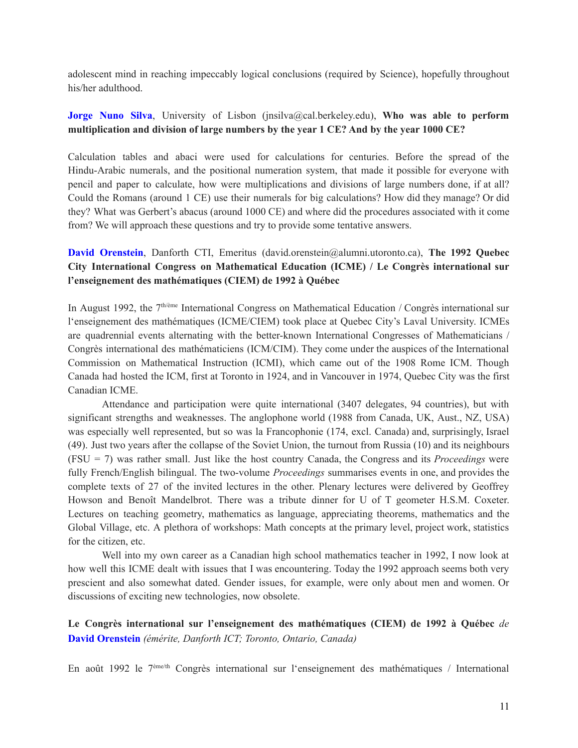adolescent mind in reaching impeccably logical conclusions (required by Science), hopefully throughout his/her adulthood.

**Jorge Nuno Silva**, University of Lisbon (jnsilva@cal.berkeley.edu), **Who was able to perform multiplication and division of large numbers by the year 1 CE? And by the year 1000 CE?**

Calculation tables and abaci were used for calculations for centuries. Before the spread of the Hindu-Arabic numerals, and the positional numeration system, that made it possible for everyone with pencil and paper to calculate, how were multiplications and divisions of large numbers done, if at all? Could the Romans (around 1 CE) use their numerals for big calculations? How did they manage? Or did they? What was Gerbert's abacus (around 1000 CE) and where did the procedures associated with it come from? We will approach these questions and try to provide some tentative answers.

**David Orenstein**, Danforth CTI, Emeritus (david.orenstein@alumni.utoronto.ca), **The 1992 Quebec City International Congress on Mathematical Education (ICME) / Le Congrès international sur l'enseignement des mathématiques (CIEM) de 1992 à Québec**

In August 1992, the 7th/ème International Congress on Mathematical Education / Congrès international sur l'enseignement des mathématiques (ICME/CIEM) took place at Quebec City's Laval University. ICMEs are quadrennial events alternating with the better-known International Congresses of Mathematicians / Congrès international des mathématiciens (ICM/CIM). They come under the auspices of the International Commission on Mathematical Instruction (ICMI), which came out of the 1908 Rome ICM. Though Canada had hosted the ICM, first at Toronto in 1924, and in Vancouver in 1974, Quebec City was the first Canadian ICME.

Attendance and participation were quite international (3407 delegates, 94 countries), but with significant strengths and weaknesses. The anglophone world (1988 from Canada, UK, Aust., NZ, USA) was especially well represented, but so was la Francophonie (174, excl. Canada) and, surprisingly, Israel (49). Just two years after the collapse of the Soviet Union, the turnout from Russia (10) and its neighbours (FSU = 7) was rather small. Just like the host country Canada, the Congress and its *Proceedings* were fully French/English bilingual. The two-volume *Proceedings* summarises events in one, and provides the complete texts of 27 of the invited lectures in the other. Plenary lectures were delivered by Geoffrey Howson and Benoît Mandelbrot. There was a tribute dinner for U of T geometer H.S.M. Coxeter. Lectures on teaching geometry, mathematics as language, appreciating theorems, mathematics and the Global Village, etc. A plethora of workshops: Math concepts at the primary level, project work, statistics for the citizen, etc.

Well into my own career as a Canadian high school mathematics teacher in 1992, I now look at how well this ICME dealt with issues that I was encountering. Today the 1992 approach seems both very prescient and also somewhat dated. Gender issues, for example, were only about men and women. Or discussions of exciting new technologies, now obsolete.

**Le Congrès international sur l'enseignement des mathématiques (CIEM) de 1992 à Québec** *de* **David Orenstein** *(émérite, Danforth ICT; Toronto, Ontario, Canada)*

En août 1992 le 7ème/th Congrès international sur l'enseignement des mathématiques / International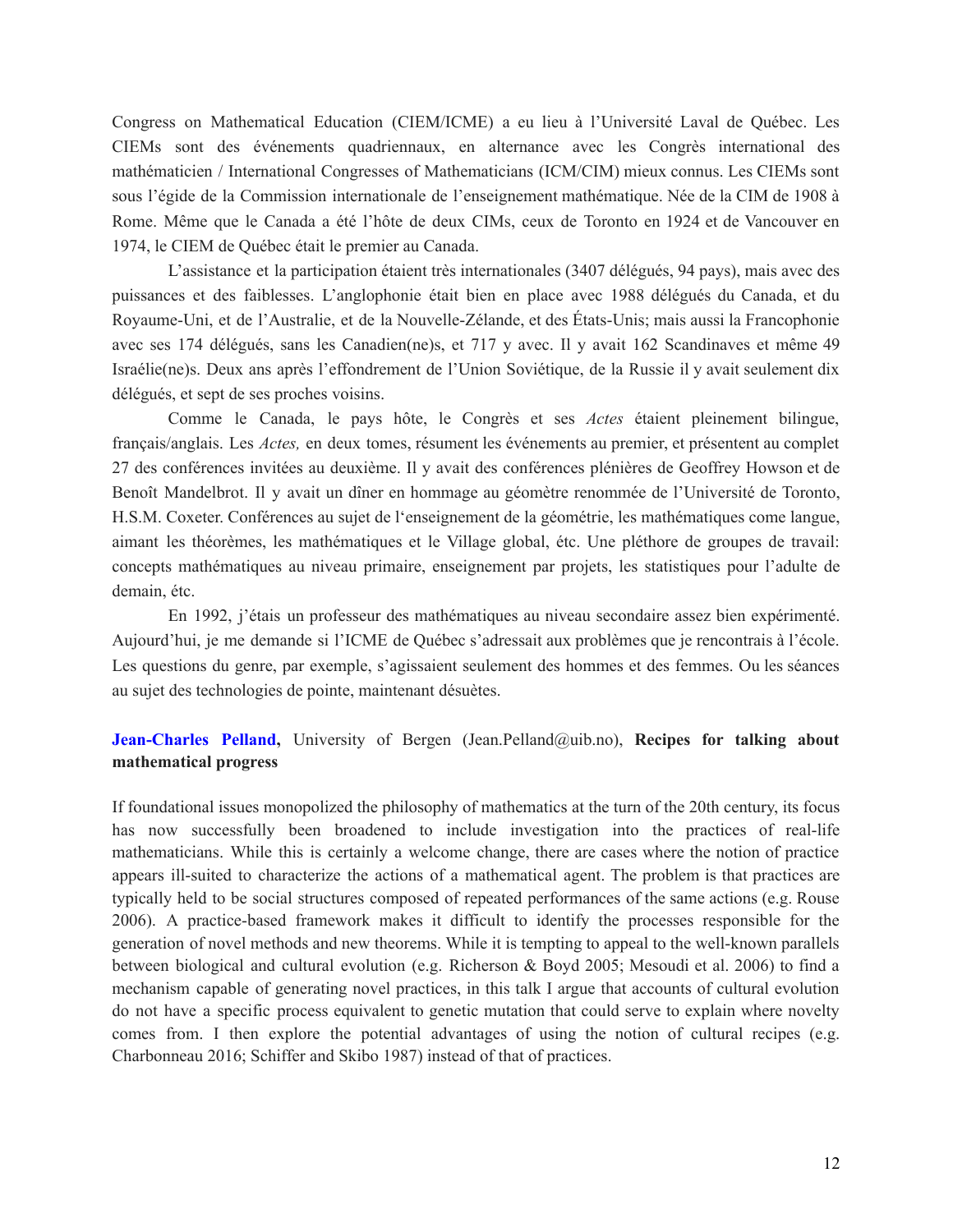Congress on Mathematical Education (CIEM/ICME) a eu lieu à l'Université Laval de Québec. Les CIEMs sont des événements quadriennaux, en alternance avec les Congrès international des mathématicien / International Congresses of Mathematicians (ICM/CIM) mieux connus. Les CIEMs sont sous l'égide de la Commission internationale de l'enseignement mathématique. Née de la CIM de 1908 à Rome. Même que le Canada a été l'hôte de deux CIMs, ceux de Toronto en 1924 et de Vancouver en 1974, le CIEM de Québec était le premier au Canada.

L'assistance et la participation étaient très internationales (3407 délégués, 94 pays), mais avec des puissances et des faiblesses. L'anglophonie était bien en place avec 1988 délégués du Canada, et du Royaume-Uni, et de l'Australie, et de la Nouvelle-Zélande, et des États-Unis; mais aussi la Francophonie avec ses 174 délégués, sans les Canadien(ne)s, et 717 y avec. Il y avait 162 Scandinaves et même 49 Israélie(ne)s. Deux ans après l'effondrement de l'Union Soviétique, de la Russie il y avait seulement dix délégués, et sept de ses proches voisins.

Comme le Canada, le pays hôte, le Congrès et ses *Actes* étaient pleinement bilingue, français/anglais. Les *Actes,* en deux tomes, résument les événements au premier, et présentent au complet 27 des conférences invitées au deuxième. Il y avait des conférences plénières de Geoffrey Howson et de Benoît Mandelbrot. Il y avait un dîner en hommage au géomètre renommée de l'Université de Toronto, H.S.M. Coxeter. Conférences au sujet de l'enseignement de la géométrie, les mathématiques come langue, aimant les théorèmes, les mathématiques et le Village global, étc. Une pléthore de groupes de travail: concepts mathématiques au niveau primaire, enseignement par projets, les statistiques pour l'adulte de demain, étc.

En 1992, j'étais un professeur des mathématiques au niveau secondaire assez bien expérimenté. Aujourd'hui, je me demande si l'ICME de Québec s'adressait aux problèmes que je rencontrais à l'école. Les questions du genre, par exemple, s'agissaient seulement des hommes et des femmes. Ou les séances au sujet des technologies de pointe, maintenant désuètes.

**Jean-Charles Pelland,** University of Bergen (Jean.Pelland@uib.no), **Recipes for talking about mathematical progress**

If foundational issues monopolized the philosophy of mathematics at the turn of the 20th century, its focus has now successfully been broadened to include investigation into the practices of real-life mathematicians. While this is certainly a welcome change, there are cases where the notion of practice appears ill-suited to characterize the actions of a mathematical agent. The problem is that practices are typically held to be social structures composed of repeated performances of the same actions (e.g. Rouse 2006). A practice-based framework makes it difficult to identify the processes responsible for the generation of novel methods and new theorems. While it is tempting to appeal to the well-known parallels between biological and cultural evolution (e.g. Richerson & Boyd 2005; Mesoudi et al. 2006) to find a mechanism capable of generating novel practices, in this talk I argue that accounts of cultural evolution do not have a specific process equivalent to genetic mutation that could serve to explain where novelty comes from. I then explore the potential advantages of using the notion of cultural recipes (e.g. Charbonneau 2016; Schiffer and Skibo 1987) instead of that of practices.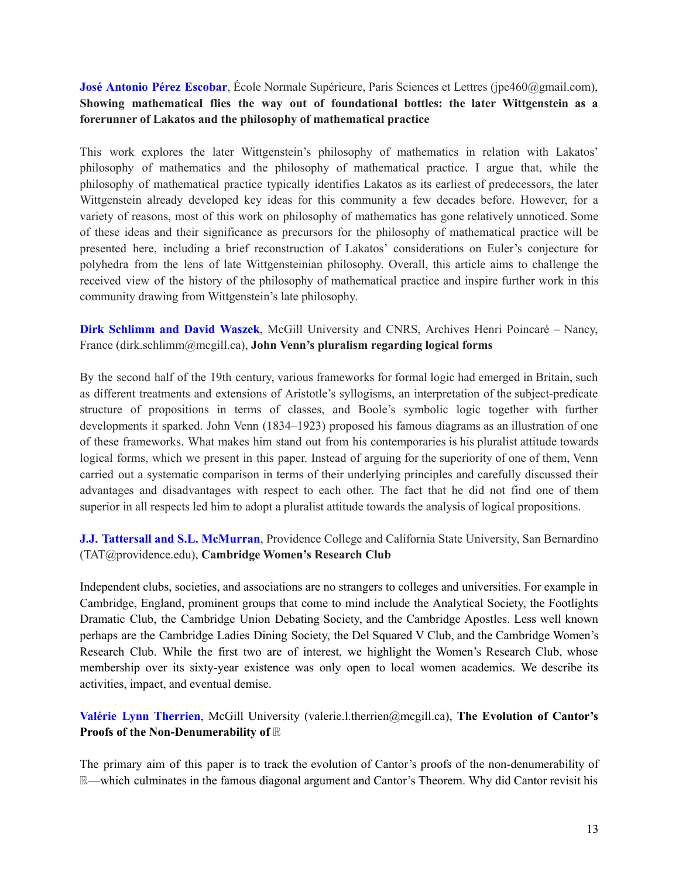**José Antonio Pérez Escobar**, École Normale Supérieure, Paris Sciences et Lettres (jpe460@gmail.com), **Showing mathematical flies the way out of foundational bottles: the later Wittgenstein as a forerunner of Lakatos and the philosophy of mathematical practice**

This work explores the later Wittgenstein's philosophy of mathematics in relation with Lakatos' philosophy of mathematics and the philosophy of mathematical practice. I argue that, while the philosophy of mathematical practice typically identifies Lakatos as its earliest of predecessors, the later Wittgenstein already developed key ideas for this community a few decades before. However, for a variety of reasons, most of this work on philosophy of mathematics has gone relatively unnoticed. Some of these ideas and their significance as precursors for the philosophy of mathematical practice will be presented here, including a brief reconstruction of Lakatos' considerations on Euler's conjecture for polyhedra from the lens of late Wittgensteinian philosophy. Overall, this article aims to challenge the received view of the history of the philosophy of mathematical practice and inspire further work in this community drawing from Wittgenstein's late philosophy.

**Dirk Schlimm and David Waszek**, McGill University and CNRS, Archives Henri Poincaré – Nancy, France (dirk.schlimm@mcgill.ca), **John Venn's pluralism regarding logical forms**

By the second half of the 19th century, various frameworks for formal logic had emerged in Britain, such as different treatments and extensions of Aristotle's syllogisms, an interpretation of the subject-predicate structure of propositions in terms of classes, and Boole's symbolic logic together with further developments it sparked. John Venn (1834–1923) proposed his famous diagrams as an illustration of one of these frameworks. What makes him stand out from his contemporaries is his pluralist attitude towards logical forms, which we present in this paper. Instead of arguing for the superiority of one of them, Venn carried out a systematic comparison in terms of their underlying principles and carefully discussed their advantages and disadvantages with respect to each other. The fact that he did not find one of them superior in all respects led him to adopt a pluralist attitude towards the analysis of logical propositions.

**J.J. Tattersall and S.L. McMurran**, Providence College and California State University, San Bernardino (TAT@providence.edu), **Cambridge Women's Research Club**

Independent clubs, societies, and associations are no strangers to colleges and universities. For example in Cambridge, England, prominent groups that come to mind include the Analytical Society, the Footlights Dramatic Club, the Cambridge Union Debating Society, and the Cambridge Apostles. Less well known perhaps are the Cambridge Ladies Dining Society, the Del Squared V Club, and the Cambridge Women's Research Club. While the first two are of interest, we highlight the Women's Research Club, whose membership over its sixty-year existence was only open to local women academics. We describe its activities, impact, and eventual demise.

**Valérie Lynn Therrien**, McGill University (valerie.l.therrien@mcgill.ca), **The Evolution of Cantor's Proofs of the Non-Denumerability of $\mathbb{R}$**

The primary aim of this paper is to track the evolution of Cantor's proofs of the non-denumerability of $\mathbb{R}$—which culminates in the famous diagonal argument and Cantor's Theorem. Why did Cantor revisit his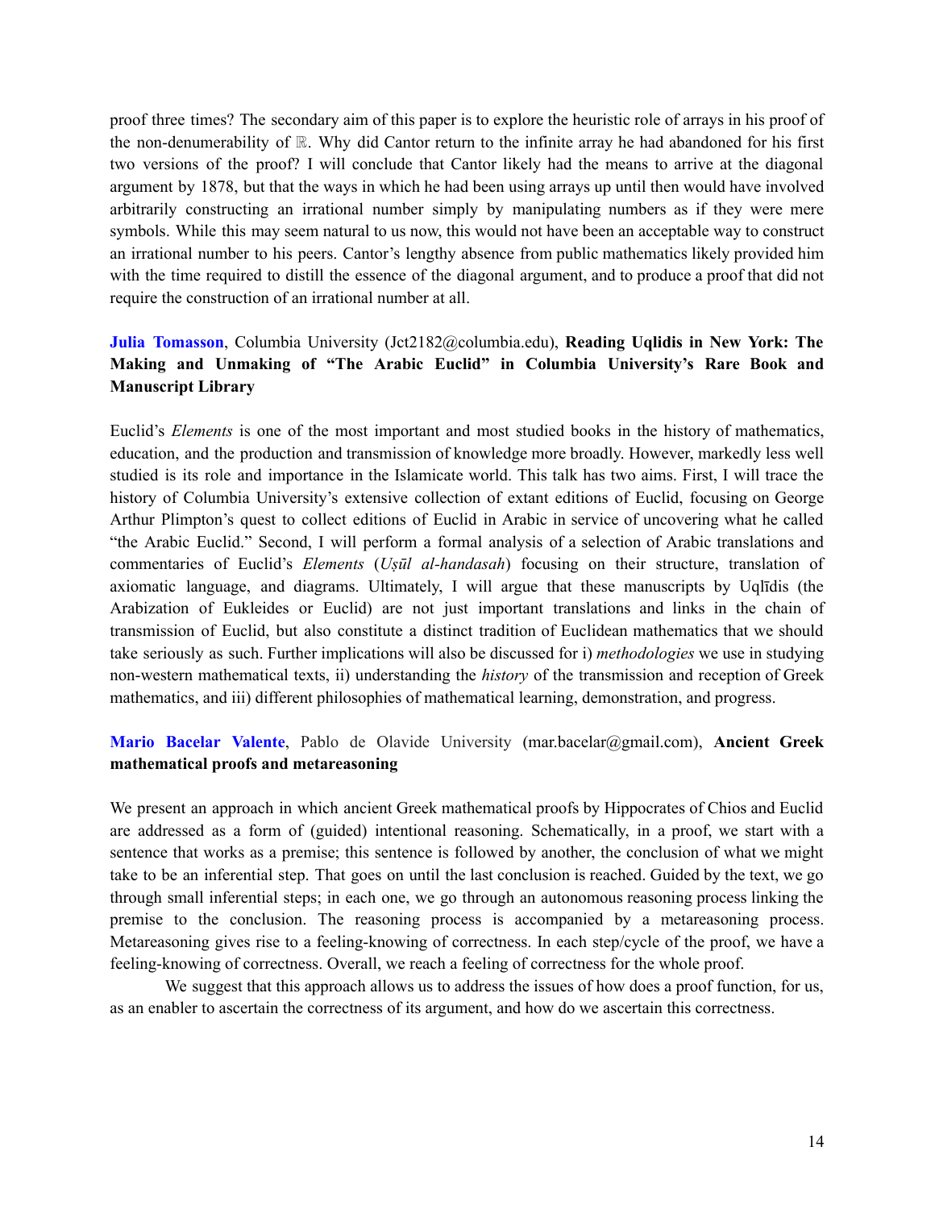proof three times? The secondary aim of this paper is to explore the heuristic role of arrays in his proof of the non-denumerability of $\mathbb{R}$. Why did Cantor return to the infinite array he had abandoned for his first two versions of the proof? I will conclude that Cantor likely had the means to arrive at the diagonal argument by 1878, but that the ways in which he had been using arrays up until then would have involved arbitrarily constructing an irrational number simply by manipulating numbers as if they were mere symbols. While this may seem natural to us now, this would not have been an acceptable way to construct an irrational number to his peers. Cantor's lengthy absence from public mathematics likely provided him with the time required to distill the essence of the diagonal argument, and to produce a proof that did not require the construction of an irrational number at all.

**Julia Tomasson**, Columbia University (Jct2182@columbia.edu), **Reading Uqlidis in New York: The Making and Unmaking of "The Arabic Euclid" in Columbia University's Rare Book and Manuscript Library**

Euclid's *Elements* is one of the most important and most studied books in the history of mathematics, education, and the production and transmission of knowledge more broadly. However, markedly less well studied is its role and importance in the Islamicate world. This talk has two aims. First, I will trace the history of Columbia University's extensive collection of extant editions of Euclid, focusing on George Arthur Plimpton's quest to collect editions of Euclid in Arabic in service of uncovering what he called "the Arabic Euclid." Second, I will perform a formal analysis of a selection of Arabic translations and commentaries of Euclid's *Elements* (*Uṣūl al-handasah*) focusing on their structure, translation of axiomatic language, and diagrams. Ultimately, I will argue that these manuscripts by Uqlīdis (the Arabization of Eukleides or Euclid) are not just important translations and links in the chain of transmission of Euclid, but also constitute a distinct tradition of Euclidean mathematics that we should take seriously as such. Further implications will also be discussed for i) *methodologies* we use in studying non-western mathematical texts, ii) understanding the *history* of the transmission and reception of Greek mathematics, and iii) different philosophies of mathematical learning, demonstration, and progress.

**Mario Bacelar Valente**, Pablo de Olavide University (mar.bacelar@gmail.com), **Ancient Greek mathematical proofs and metareasoning**

We present an approach in which ancient Greek mathematical proofs by Hippocrates of Chios and Euclid are addressed as a form of (guided) intentional reasoning. Schematically, in a proof, we start with a sentence that works as a premise; this sentence is followed by another, the conclusion of what we might take to be an inferential step. That goes on until the last conclusion is reached. Guided by the text, we go through small inferential steps; in each one, we go through an autonomous reasoning process linking the premise to the conclusion. The reasoning process is accompanied by a metareasoning process. Metareasoning gives rise to a feeling-knowing of correctness. In each step/cycle of the proof, we have a feeling-knowing of correctness. Overall, we reach a feeling of correctness for the whole proof.

We suggest that this approach allows us to address the issues of how does a proof function, for us, as an enabler to ascertain the correctness of its argument, and how do we ascertain this correctness.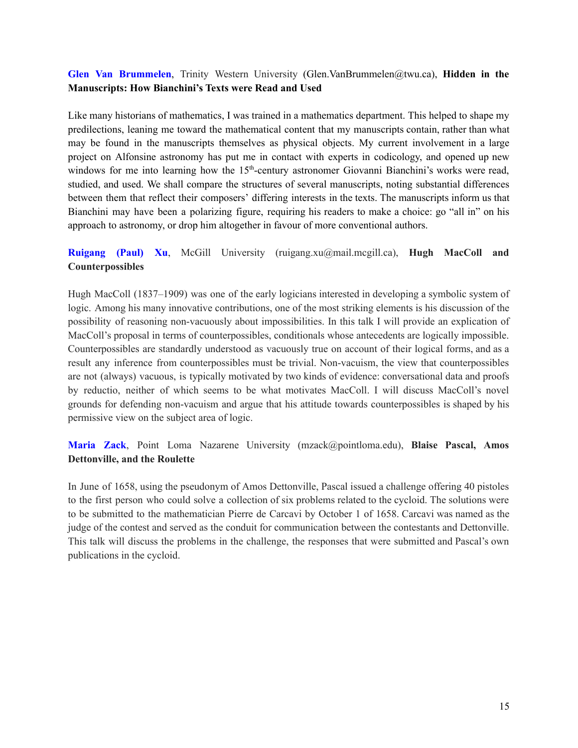**Glen Van Brummelen**, Trinity Western University (Glen.VanBrummelen@twu.ca), **Hidden in the Manuscripts: How Bianchini's Texts were Read and Used**

Like many historians of mathematics, I was trained in a mathematics department. This helped to shape my predilections, leaning me toward the mathematical content that my manuscripts contain, rather than what may be found in the manuscripts themselves as physical objects. My current involvement in a large project on Alfonsine astronomy has put me in contact with experts in codicology, and opened up new windows for me into learning how the 15th-century astronomer Giovanni Bianchini's works were read, studied, and used. We shall compare the structures of several manuscripts, noting substantial differences between them that reflect their composers' differing interests in the texts. The manuscripts inform us that Bianchini may have been a polarizing figure, requiring his readers to make a choice: go "all in" on his approach to astronomy, or drop him altogether in favour of more conventional authors.

**Ruigang (Paul) Xu**, McGill University (ruigang.xu@mail.mcgill.ca), **Hugh MacColl and Counterpossibles**

Hugh MacColl (1837–1909) was one of the early logicians interested in developing a symbolic system of logic. Among his many innovative contributions, one of the most striking elements is his discussion of the possibility of reasoning non-vacuously about impossibilities. In this talk I will provide an explication of MacColl's proposal in terms of counterpossibles, conditionals whose antecedents are logically impossible. Counterpossibles are standardly understood as vacuously true on account of their logical forms, and as a result any inference from counterpossibles must be trivial. Non-vacuism, the view that counterpossibles are not (always) vacuous, is typically motivated by two kinds of evidence: conversational data and proofs by reductio, neither of which seems to be what motivates MacColl. I will discuss MacColl's novel grounds for defending non-vacuism and argue that his attitude towards counterpossibles is shaped by his permissive view on the subject area of logic.

**Maria Zack**, Point Loma Nazarene University (mzack@pointloma.edu), **Blaise Pascal, Amos Dettonville, and the Roulette**

In June of 1658, using the pseudonym of Amos Dettonville, Pascal issued a challenge offering 40 pistoles to the first person who could solve a collection of six problems related to the cycloid. The solutions were to be submitted to the mathematician Pierre de Carcavi by October 1 of 1658. Carcavi was named as the judge of the contest and served as the conduit for communication between the contestants and Dettonville. This talk will discuss the problems in the challenge, the responses that were submitted and Pascal's own publications in the cycloid.